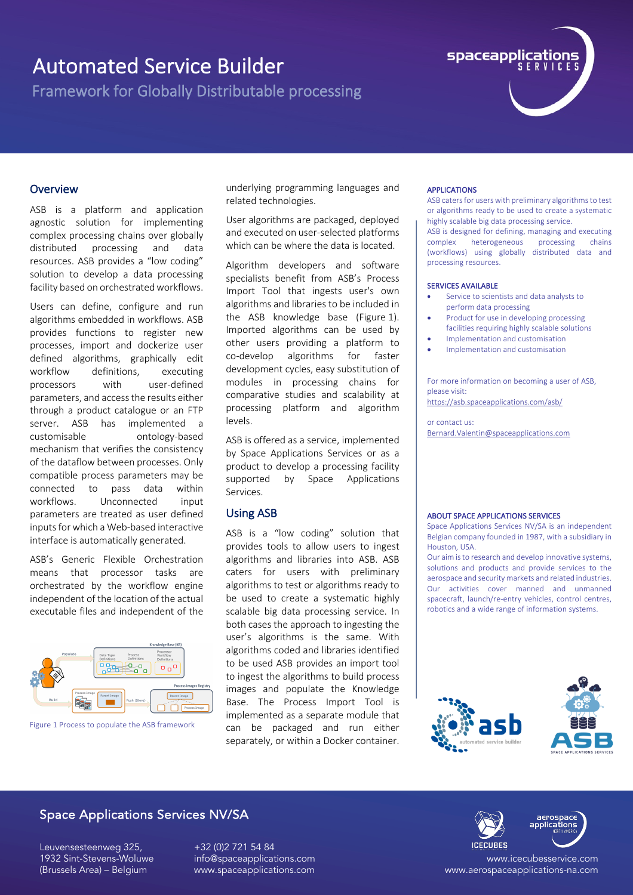# Automated Service Builder

## Framework for Globally Distributable processing

## Overview

ASB is a platform and application agnostic solution for implementing complex processing chains over globally distributed processing and data resources. ASB provides a "low coding" solution to develop a data processing facility based on orchestrated workflows.

Users can define, configure and run algorithms embedded in workflows. ASB provides functions to register new processes, import and dockerize user defined algorithms, graphically edit workflow definitions, executing processors with user-defined parameters, and access the results either through a product catalogue or an FTP server. ASB has implemented a customisable ontology-based mechanism that verifies the consistency of the dataflow between processes. Only compatible process parameters may be connected to pass data within workflows. Unconnected input parameters are treated as user defined inputs for which a Web-based interactive interface is automatically generated.

ASB's Generic Flexible Orchestration means that processor tasks are orchestrated by the workflow engine independent of the location of the actual executable files and independent of the underlying programming languages and related technologies.

Figure 1 Process to populate the ASB framework

User algorithms are packaged, deployed and executed on user-selected platforms which can be where the data is located.

Algorithm developers and software specialists benefit from ASB's Process Import Tool that ingests user's own algorithms and libraries to be included in the ASB knowledge base (Figure 1). Imported algorithms can be used by other users providing a platform to co-develop algorithms for faster development cycles, easy substitution of modules in processing chains for comparative studies and scalability at processing platform and algorithm levels.

ASB is offered as a service, implemented by Space Applications Services or as a product to develop a processing facility supported by Space Applications Services.

## Using ASB

ASB is a "low coding" solution that provides tools to allow users to ingest algorithms and libraries into ASB. ASB caters for users with preliminary algorithms to test or algorithms ready to be used to create a systematic highly scalable big data processing service. In both cases the approach to ingesting the user's algorithms is the same. With algorithms coded and libraries identified to be used ASB provides an import tool to ingest the algorithms to build process images and populate the Knowledge Base. The Process Import Tool is implemented as a separate module that can be packaged and run either separately, or within a Docker container.

### APPLICATIONS

ASB caters for users with preliminary algorithms to test or algorithms ready to be used to create a systematic highly scalable big data processing service.
ASB is designed for defining, managing and executing complex heterogeneous processing chains (workflows) using globally distributed data and processing resources.

### SERVICES AVAILABLE

- Service to scientists and data analysts to perform data processing
- Product for use in developing processing facilities requiring highly scalable solutions
- Implementation and customisation
- Implementation and customisation

For more information on becoming a user of ASB, please visit:
https://asb.spaceapplications.com/asb/

or contact us:
Bernard.Valentin@spaceapplications.com

### ABOUT SPACE APPLICATIONS SERVICES

Space Applications Services NV/SA is an independent Belgian company founded in 1987, with a subsidiary in Houston, USA.
Our aim is to research and develop innovative systems, solutions and products and provide services to the aerospace and security markets and related industries. Our activities cover manned and unmanned spacecraft, launch/re-entry vehicles, control centres, robotics and a wide range of information systems.

## Space Applications Services NV/SA

Leuvensesteenweg 325,
1932 Sint-Stevens-Woluwe
(Brussels Area) – Belgium

+32 (0)2 721 54 84
info@spaceapplications.com
www.spaceapplications.com

www.icecubesservice.com
www.aerospaceapplications-na.com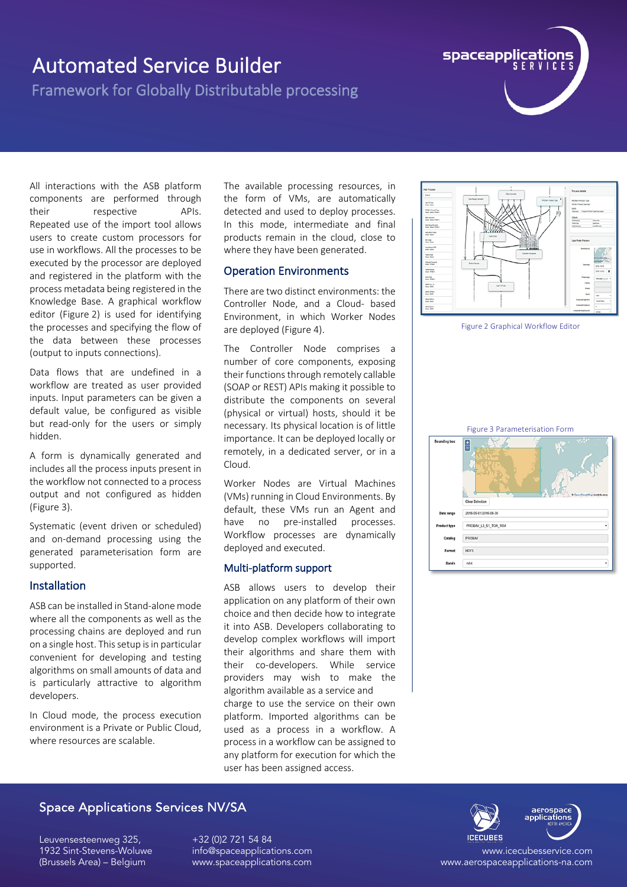# Automated Service Builder

Framework for Globally Distributable processing

All interactions with the ASB platform components are performed through their respective APIs. Repeated use of the import tool allows users to create custom processors for use in workflows. All the processes to be executed by the processor are deployed and registered in the platform with the process metadata being registered in the Knowledge Base. A graphical workflow editor (Figure 2) is used for identifying the processes and specifying the flow of the data between these processes (output to inputs connections).

Data flows that are undefined in a workflow are treated as user provided inputs. Input parameters can be given a default value, be configured as visible but read-only for the users or simply hidden.

A form is dynamically generated and includes all the process inputs present in the workflow not connected to a process output and not configured as hidden (Figure 3).

Systematic (event driven or scheduled) and on-demand processing using the generated parameterisation form are supported.

## Installation

ASB can be installed in Stand-alone mode where all the components as well as the processing chains are deployed and run on a single host. This setup is in particular convenient for developing and testing algorithms on small amounts of data and is particularly attractive to algorithm developers.

In Cloud mode, the process execution environment is a Private or Public Cloud, where resources are scalable.

The available processing resources, in the form of VMs, are automatically detected and used to deploy processes. In this mode, intermediate and final products remain in the cloud, close to where they have been generated.

## Operation Environments

There are two distinct environments: the Controller Node, and a Cloud- based Environment, in which Worker Nodes are deployed (Figure 4).

The Controller Node comprises a number of core components, exposing their functions through remotely callable (SOAP or REST) APIs making it possible to distribute the components on several (physical or virtual) hosts, should it be necessary. Its physical location is of little importance. It can be deployed locally or remotely, in a dedicated server, or in a Cloud.

Worker Nodes are Virtual Machines (VMs) running in Cloud Environments. By default, these VMs run an Agent and have no pre-installed processes. Workflow processes are dynamically deployed and executed.

## Multi-platform support

ASB allows users to develop their application on any platform of their own choice and then decide how to integrate it into ASB. Developers collaborating to develop complex workflows will import their algorithms and share them with their co-developers. While service providers may wish to make the algorithm available as a service and charge to use the service on their own platform. Imported algorithms can be used as a process in a workflow. A process in a workflow can be assigned to any platform for execution for which the user has been assigned access.

Figure 2 Graphical Workflow Editor

Figure 3 Parameterisation Form

## Space Applications Services NV/SA

Leuvensesteenweg 325,
1932 Sint-Stevens-Woluwe
(Brussels Area) – Belgium

+32 (0)2 721 54 84
info@spaceapplications.com
www.spaceapplications.com

www.icecubesservice.com
www.aerospaceapplications-na.com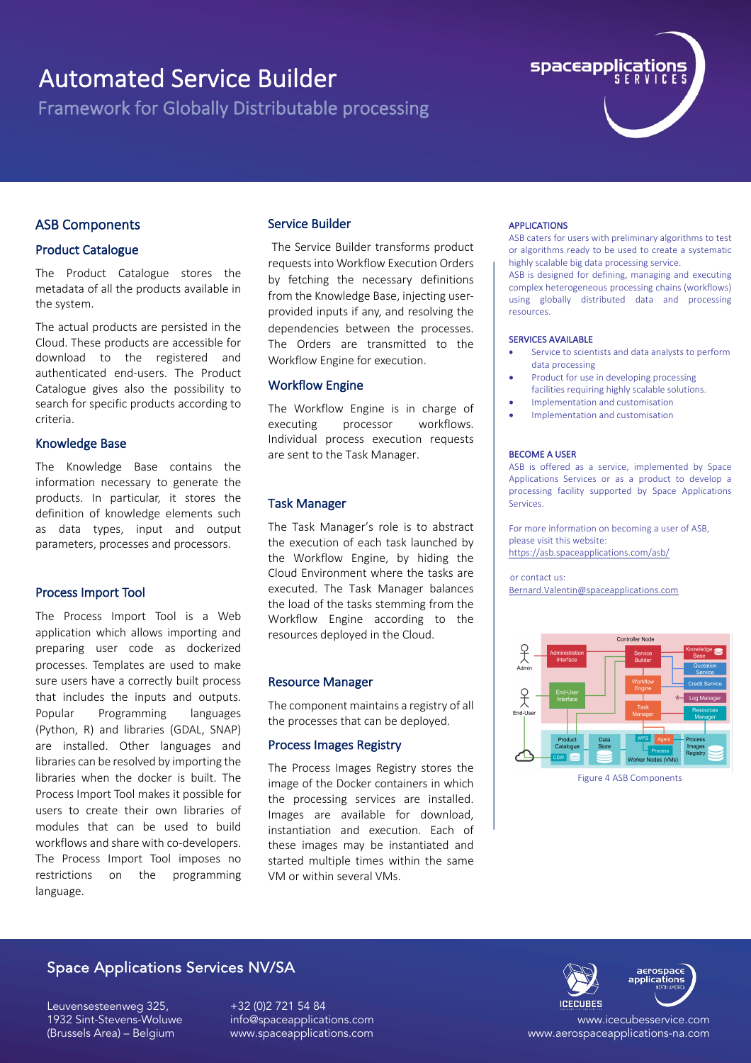# Automated Service Builder

Framework for Globally Distributable processing

## ASB Components

### Product Catalogue

The Product Catalogue stores the metadata of all the products available in the system.

The actual products are persisted in the Cloud. These products are accessible for download to the registered and authenticated end-users. The Product Catalogue gives also the possibility to search for specific products according to criteria.

### Knowledge Base

The Knowledge Base contains the information necessary to generate the products. In particular, it stores the definition of knowledge elements such as data types, input and output parameters, processes and processors.

### Process Import Tool

The Process Import Tool is a Web application which allows importing and preparing user code as dockerized processes. Templates are used to make sure users have a correctly built process that includes the inputs and outputs. Popular Programming languages (Python, R) and libraries (GDAL, SNAP) are installed. Other languages and libraries can be resolved by importing the libraries when the docker is built. The Process Import Tool makes it possible for users to create their own libraries of modules that can be used to build workflows and share with co-developers. The Process Import Tool imposes no restrictions on the programming language.

### Service Builder

The Service Builder transforms product requests into Workflow Execution Orders by fetching the necessary definitions from the Knowledge Base, injecting user-provided inputs if any, and resolving the dependencies between the processes. The Orders are transmitted to the Workflow Engine for execution.

### Workflow Engine

The Workflow Engine is in charge of executing processor workflows. Individual process execution requests are sent to the Task Manager.

### Task Manager

The Task Manager's role is to abstract the execution of each task launched by the Workflow Engine, by hiding the Cloud Environment where the tasks are executed. The Task Manager balances the load of the tasks stemming from the Workflow Engine according to the resources deployed in the Cloud.

### Resource Manager

The component maintains a registry of all the processes that can be deployed.

### Process Images Registry

The Process Images Registry stores the image of the Docker containers in which the processing services are installed. Images are available for download, instantiation and execution. Each of these images may be instantiated and started multiple times within the same VM or within several VMs.

#### APPLICATIONS

ASB caters for users with preliminary algorithms to test or algorithms ready to be used to create a systematic highly scalable big data processing service.
ASB is designed for defining, managing and executing complex heterogeneous processing chains (workflows) using globally distributed data and processing resources.

#### SERVICES AVAILABLE

- Service to scientists and data analysts to perform data processing
- Product for use in developing processing facilities requiring highly scalable solutions.
- Implementation and customisation
- Implementation and customisation

#### BECOME A USER

ASB is offered as a service, implemented by Space Applications Services or as a product to develop a processing facility supported by Space Applications Services.

For more information on becoming a user of ASB, please visit this website:
https://asb.spaceapplications.com/asb/

or contact us:
Bernard.Valentin@spaceapplications.com

Figure 4 ASB Components

## Space Applications Services NV/SA

Leuvensesteenweg 325,
1932 Sint-Stevens-Woluwe
(Brussels Area) – Belgium

+32 (0)2 721 54 84
info@spaceapplications.com
www.spaceapplications.com

www.icecubesservice.com
www.aerospaceapplications-na.com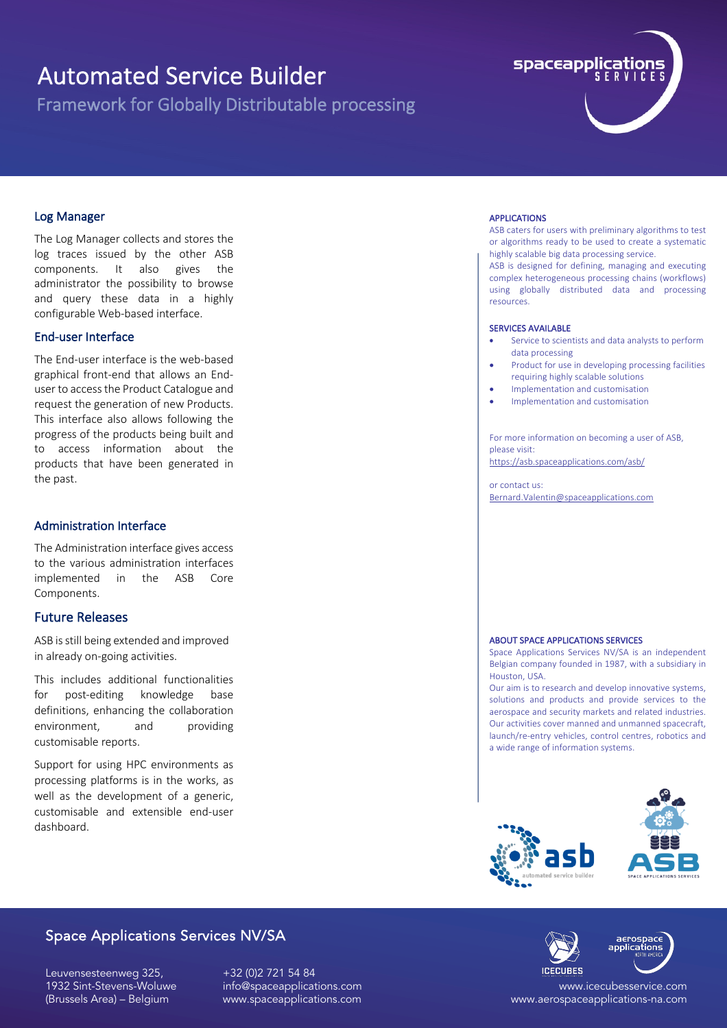# Automated Service Builder

Framework for Globally Distributable processing

## Log Manager

The Log Manager collects and stores the log traces issued by the other ASB components. It also gives the administrator the possibility to browse and query these data in a highly configurable Web-based interface.

## End-user Interface

The End-user interface is the web-based graphical front-end that allows an End-user to access the Product Catalogue and request the generation of new Products. This interface also allows following the progress of the products being built and to access information about the products that have been generated in the past.

## Administration Interface

The Administration interface gives access to the various administration interfaces implemented in the ASB Core Components.

## Future Releases

ASB is still being extended and improved in already on-going activities.

This includes additional functionalities for post-editing knowledge base definitions, enhancing the collaboration environment, and providing customisable reports.

Support for using HPC environments as processing platforms is in the works, as well as the development of a generic, customisable and extensible end-user dashboard.

### APPLICATIONS

ASB caters for users with preliminary algorithms to test or algorithms ready to be used to create a systematic highly scalable big data processing service.

ASB is designed for defining, managing and executing complex heterogeneous processing chains (workflows) using globally distributed data and processing resources.

### SERVICES AVAILABLE

- Service to scientists and data analysts to perform data processing
- Product for use in developing processing facilities requiring highly scalable solutions
- Implementation and customisation
- Implementation and customisation

For more information on becoming a user of ASB, please visit:
https://asb.spaceapplications.com/asb/

or contact us:
Bernard.Valentin@spaceapplications.com

### ABOUT SPACE APPLICATIONS SERVICES

Space Applications Services NV/SA is an independent Belgian company founded in 1987, with a subsidiary in Houston, USA.

Our aim is to research and develop innovative systems, solutions and products and provide services to the aerospace and security markets and related industries. Our activities cover manned and unmanned spacecraft, launch/re-entry vehicles, control centres, robotics and a wide range of information systems.

## Space Applications Services NV/SA

Leuvensesteenweg 325,
1932 Sint-Stevens-Woluwe
(Brussels Area) – Belgium

+32 (0)2 721 54 84
info@spaceapplications.com
www.spaceapplications.com

www.icecubesservice.com
www.aerospaceapplications-na.com